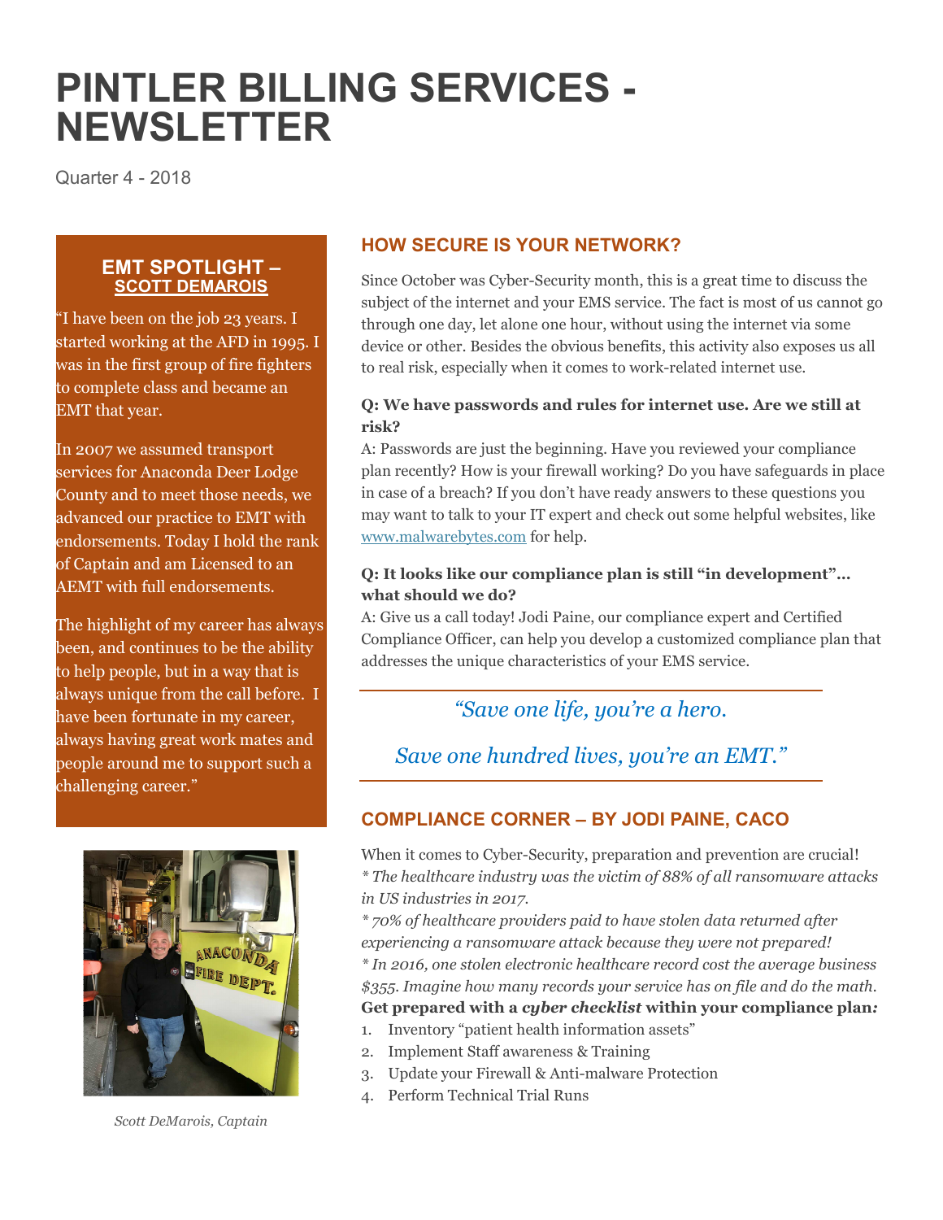# PINTLER BILLING SERVICES - NEWSLETTER

Quarter 4 - 2018

## EMT SPOTLIGHT – SCOTT DEMAROIS

"I have been on the job 23 years. I started working at the AFD in 1995. I was in the first group of fire fighters to complete class and became an EMT that year.

In 2007 we assumed transport services for Anaconda Deer Lodge County and to meet those needs, we advanced our practice to EMT with endorsements. Today I hold the rank of Captain and am Licensed to an AEMT with full endorsements.

The highlight of my career has always been, and continues to be the ability to help people, but in a way that is always unique from the call before. I have been fortunate in my career, always having great work mates and people around me to support such a challenging career."

*Scott DeMarois, Captain*

## HOW SECURE IS YOUR NETWORK?

Since October was Cyber-Security month, this is a great time to discuss the subject of the internet and your EMS service. The fact is most of us cannot go through one day, let alone one hour, without using the internet via some device or other. Besides the obvious benefits, this activity also exposes us all to real risk, especially when it comes to work-related internet use.

**Q: We have passwords and rules for internet use. Are we still at risk?**
A: Passwords are just the beginning. Have you reviewed your compliance plan recently? How is your firewall working? Do you have safeguards in place in case of a breach? If you don't have ready answers to these questions you may want to talk to your IT expert and check out some helpful websites, like www.malwarebytes.com for help.

**Q: It looks like our compliance plan is still "in development"… what should we do?**
A: Give us a call today! Jodi Paine, our compliance expert and Certified Compliance Officer, can help you develop a customized compliance plan that addresses the unique characteristics of your EMS service.

*"Save one life, you're a hero.*

*Save one hundred lives, you're an EMT."*

## COMPLIANCE CORNER – BY JODI PAINE, CACO

When it comes to Cyber-Security, preparation and prevention are crucial!
*\* The healthcare industry was the victim of 88% of all ransomware attacks in US industries in 2017.*
*\* 70% of healthcare providers paid to have stolen data returned after experiencing a ransomware attack because they were not prepared!*
*\* In 2016, one stolen electronic healthcare record cost the average business $355. Imagine how many records your service has on file and do the math.*
**Get prepared with a *cyber checklist* within your compliance plan*:***

1. Inventory "patient health information assets"
2. Implement Staff awareness & Training
3. Update your Firewall & Anti-malware Protection
4. Perform Technical Trial Runs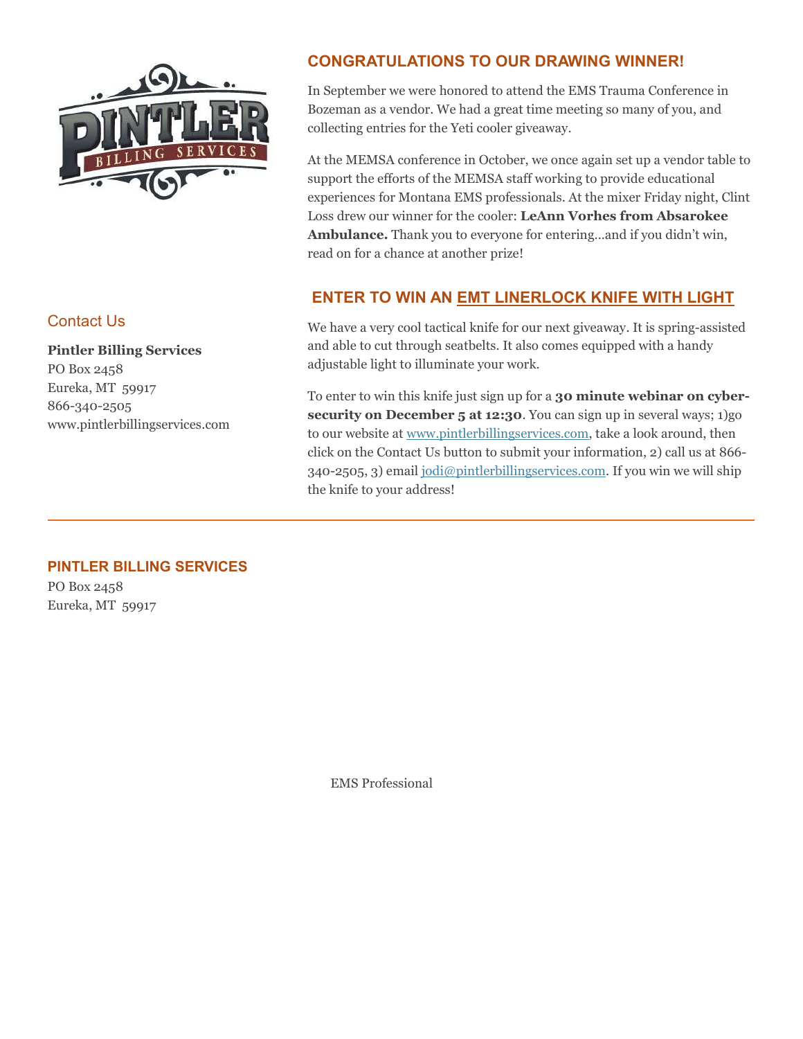PINTLER BILLING SERVICES

## CONGRATULATIONS TO OUR DRAWING WINNER!

In September we were honored to attend the EMS Trauma Conference in Bozeman as a vendor. We had a great time meeting so many of you, and collecting entries for the Yeti cooler giveaway.

At the MEMSA conference in October, we once again set up a vendor table to support the efforts of the MEMSA staff working to provide educational experiences for Montana EMS professionals. At the mixer Friday night, Clint Loss drew our winner for the cooler: **LeAnn Vorhes from Absarokee Ambulance.** Thank you to everyone for entering…and if you didn't win, read on for a chance at another prize!

## ENTER TO WIN AN EMT LINERLOCK KNIFE WITH LIGHT

We have a very cool tactical knife for our next giveaway. It is spring-assisted and able to cut through seatbelts. It also comes equipped with a handy adjustable light to illuminate your work.

To enter to win this knife just sign up for a **30 minute webinar on cyber-security on December 5 at 12:30**. You can sign up in several ways; 1)go to our website at www.pintlerbillingservices.com, take a look around, then click on the Contact Us button to submit your information, 2) call us at 866-340-2505, 3) email jodi@pintlerbillingservices.com. If you win we will ship the knife to your address!

## Contact Us

**Pintler Billing Services**
PO Box 2458
Eureka, MT 59917
866-340-2505
www.pintlerbillingservices.com

---

**PINTLER BILLING SERVICES**
PO Box 2458
Eureka, MT 59917

EMS Professional